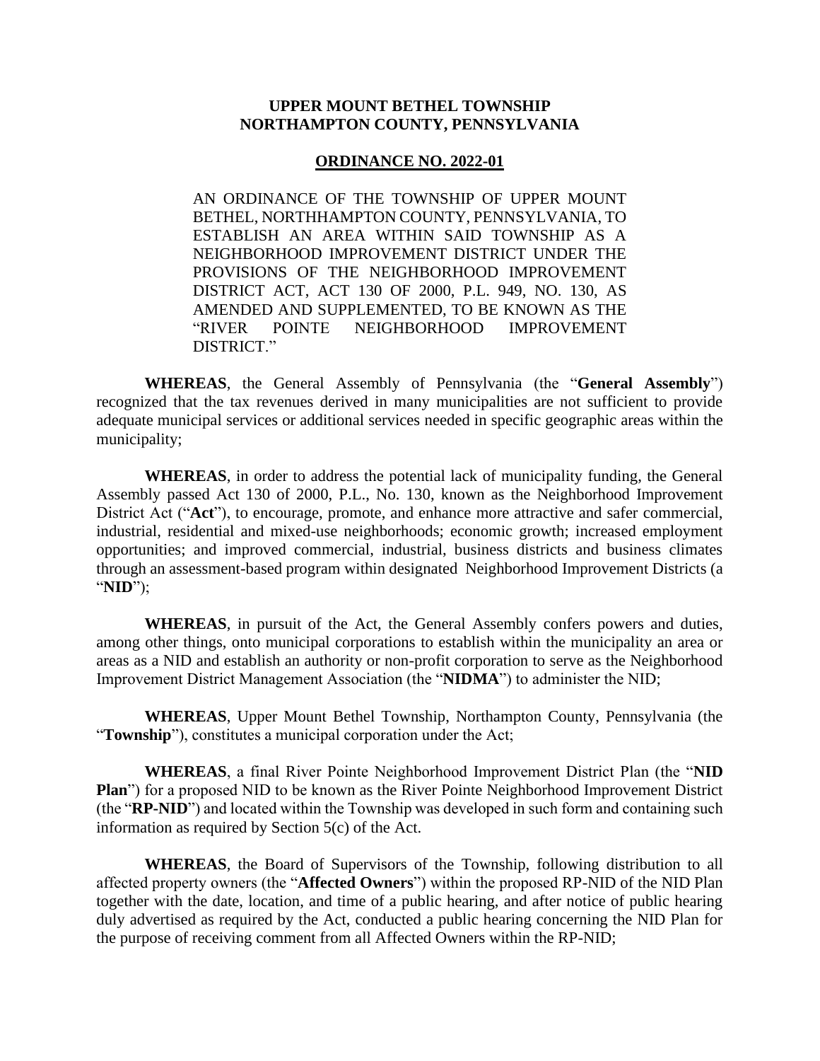**UPPER MOUNT BETHEL TOWNSHIP**
**NORTHAMPTON COUNTY, PENNSYLVANIA**

**ORDINANCE NO. 2022-01**

AN ORDINANCE OF THE TOWNSHIP OF UPPER MOUNT BETHEL, NORTHHAMPTON COUNTY, PENNSYLVANIA, TO ESTABLISH AN AREA WITHIN SAID TOWNSHIP AS A NEIGHBORHOOD IMPROVEMENT DISTRICT UNDER THE PROVISIONS OF THE NEIGHBORHOOD IMPROVEMENT DISTRICT ACT, ACT 130 OF 2000, P.L. 949, NO. 130, AS AMENDED AND SUPPLEMENTED, TO BE KNOWN AS THE "RIVER POINTE NEIGHBORHOOD IMPROVEMENT DISTRICT."

**WHEREAS**, the General Assembly of Pennsylvania (the "**General Assembly**") recognized that the tax revenues derived in many municipalities are not sufficient to provide adequate municipal services or additional services needed in specific geographic areas within the municipality;

**WHEREAS**, in order to address the potential lack of municipality funding, the General Assembly passed Act 130 of 2000, P.L., No. 130, known as the Neighborhood Improvement District Act ("**Act**"), to encourage, promote, and enhance more attractive and safer commercial, industrial, residential and mixed-use neighborhoods; economic growth; increased employment opportunities; and improved commercial, industrial, business districts and business climates through an assessment-based program within designated Neighborhood Improvement Districts (a "**NID**");

**WHEREAS**, in pursuit of the Act, the General Assembly confers powers and duties, among other things, onto municipal corporations to establish within the municipality an area or areas as a NID and establish an authority or non-profit corporation to serve as the Neighborhood Improvement District Management Association (the "**NIDMA**") to administer the NID;

**WHEREAS**, Upper Mount Bethel Township, Northampton County, Pennsylvania (the "**Township**"), constitutes a municipal corporation under the Act;

**WHEREAS**, a final River Pointe Neighborhood Improvement District Plan (the "**NID Plan**") for a proposed NID to be known as the River Pointe Neighborhood Improvement District (the "**RP-NID**") and located within the Township was developed in such form and containing such information as required by Section 5(c) of the Act.

**WHEREAS**, the Board of Supervisors of the Township, following distribution to all affected property owners (the "**Affected Owners**") within the proposed RP-NID of the NID Plan together with the date, location, and time of a public hearing, and after notice of public hearing duly advertised as required by the Act, conducted a public hearing concerning the NID Plan for the purpose of receiving comment from all Affected Owners within the RP-NID;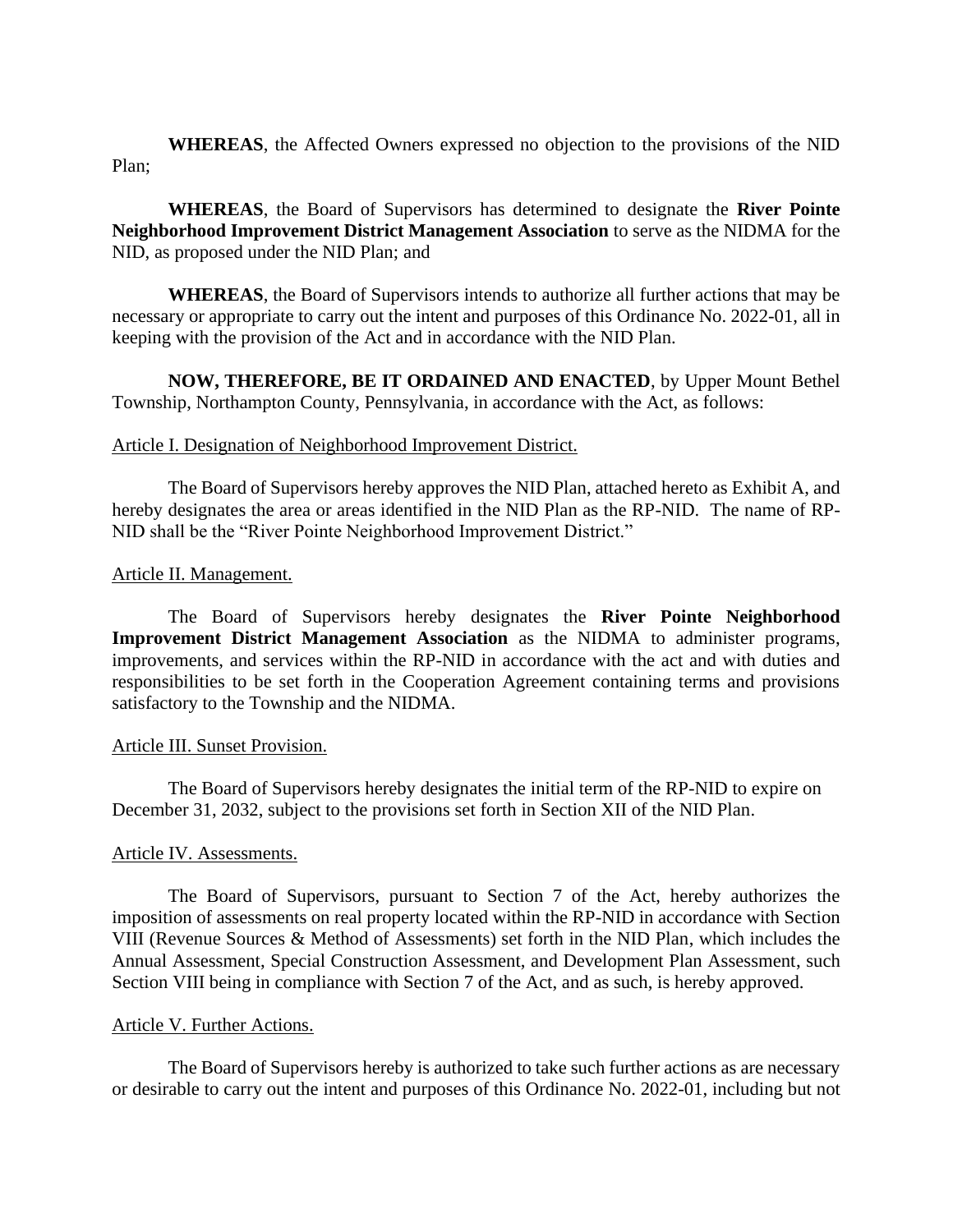**WHEREAS**, the Affected Owners expressed no objection to the provisions of the NID Plan;

**WHEREAS**, the Board of Supervisors has determined to designate the **River Pointe Neighborhood Improvement District Management Association** to serve as the NIDMA for the NID, as proposed under the NID Plan; and

**WHEREAS**, the Board of Supervisors intends to authorize all further actions that may be necessary or appropriate to carry out the intent and purposes of this Ordinance No. 2022-01, all in keeping with the provision of the Act and in accordance with the NID Plan.

**NOW, THEREFORE, BE IT ORDAINED AND ENACTED**, by Upper Mount Bethel Township, Northampton County, Pennsylvania, in accordance with the Act, as follows:

Article I. Designation of Neighborhood Improvement District.

The Board of Supervisors hereby approves the NID Plan, attached hereto as Exhibit A, and hereby designates the area or areas identified in the NID Plan as the RP-NID. The name of RP-NID shall be the "River Pointe Neighborhood Improvement District."

Article II. Management.

The Board of Supervisors hereby designates the **River Pointe Neighborhood Improvement District Management Association** as the NIDMA to administer programs, improvements, and services within the RP-NID in accordance with the act and with duties and responsibilities to be set forth in the Cooperation Agreement containing terms and provisions satisfactory to the Township and the NIDMA.

Article III. Sunset Provision.

The Board of Supervisors hereby designates the initial term of the RP-NID to expire on December 31, 2032, subject to the provisions set forth in Section XII of the NID Plan.

Article IV. Assessments.

The Board of Supervisors, pursuant to Section 7 of the Act, hereby authorizes the imposition of assessments on real property located within the RP-NID in accordance with Section VIII (Revenue Sources & Method of Assessments) set forth in the NID Plan, which includes the Annual Assessment, Special Construction Assessment, and Development Plan Assessment, such Section VIII being in compliance with Section 7 of the Act, and as such, is hereby approved.

Article V. Further Actions.

The Board of Supervisors hereby is authorized to take such further actions as are necessary or desirable to carry out the intent and purposes of this Ordinance No. 2022-01, including but not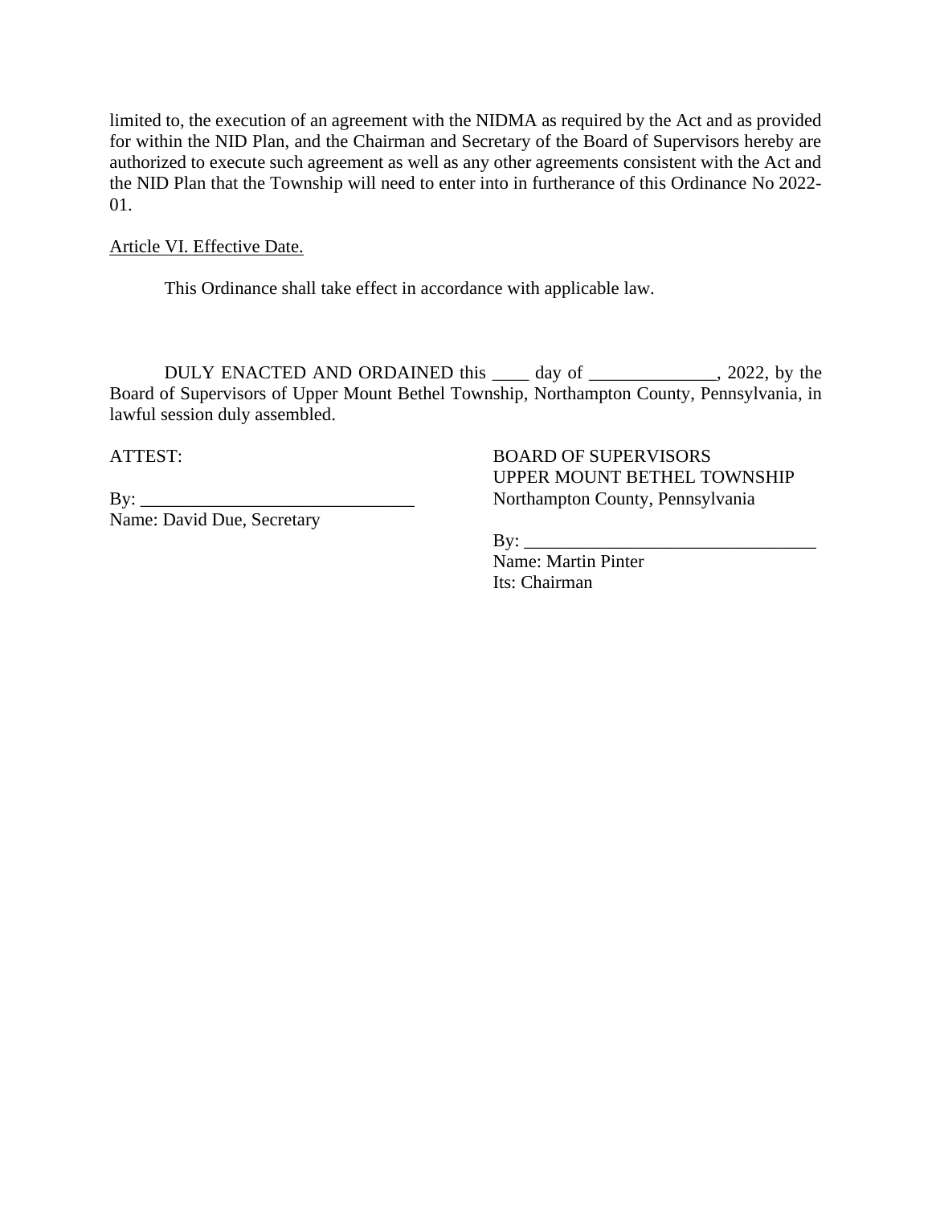limited to, the execution of an agreement with the NIDMA as required by the Act and as provided for within the NID Plan, and the Chairman and Secretary of the Board of Supervisors hereby are authorized to execute such agreement as well as any other agreements consistent with the Act and the NID Plan that the Township will need to enter into in furtherance of this Ordinance No 2022-01.

Article VI. Effective Date.

This Ordinance shall take effect in accordance with applicable law.

DULY ENACTED AND ORDAINED this ____ day of ______________, 2022, by the Board of Supervisors of Upper Mount Bethel Township, Northampton County, Pennsylvania, in lawful session duly assembled.

ATTEST:

By: ______________________________
Name: David Due, Secretary

BOARD OF SUPERVISORS
UPPER MOUNT BETHEL TOWNSHIP
Northampton County, Pennsylvania

By: ________________________________
Name: Martin Pinter
Its: Chairman